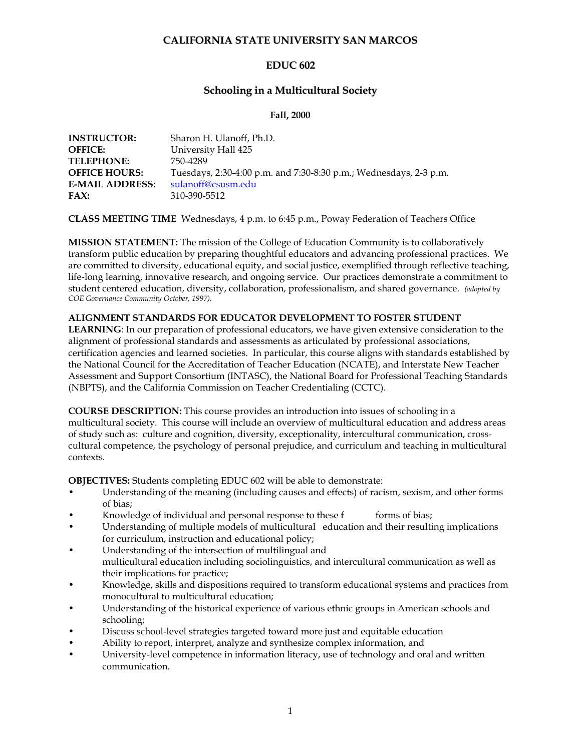# CALIFORNIA STATE UNIVERSITY SAN MARCOS

## EDUC 602

## Schooling in a Multicultural Society

**Fall, 2000**

**INSTRUCTOR:** Sharon H. Ulanoff, Ph.D.
**OFFICE:** University Hall 425
**TELEPHONE:** 750-4289
**OFFICE HOURS:** Tuesdays, 2:30-4:00 p.m. and 7:30-8:30 p.m.; Wednesdays, 2-3 p.m.
**E-MAIL ADDRESS:** sulanoff@csusm.edu
**FAX:** 310-390-5512

**CLASS MEETING TIME** Wednesdays, 4 p.m. to 6:45 p.m., Poway Federation of Teachers Office

**MISSION STATEMENT:** The mission of the College of Education Community is to collaboratively transform public education by preparing thoughtful educators and advancing professional practices. We are committed to diversity, educational equity, and social justice, exemplified through reflective teaching, life-long learning, innovative research, and ongoing service. Our practices demonstrate a commitment to student centered education, diversity, collaboration, professionalism, and shared governance. *(adopted by COE Governance Community October, 1997).*

**ALIGNMENT STANDARDS FOR EDUCATOR DEVELOPMENT TO FOSTER STUDENT LEARNING**: In our preparation of professional educators, we have given extensive consideration to the alignment of professional standards and assessments as articulated by professional associations, certification agencies and learned societies. In particular, this course aligns with standards established by the National Council for the Accreditation of Teacher Education (NCATE), and Interstate New Teacher Assessment and Support Consortium (INTASC), the National Board for Professional Teaching Standards (NBPTS), and the California Commission on Teacher Credentialing (CCTC).

**COURSE DESCRIPTION:** This course provides an introduction into issues of schooling in a multicultural society. This course will include an overview of multicultural education and address areas of study such as: culture and cognition, diversity, exceptionality, intercultural communication, cross-cultural competence, the psychology of personal prejudice, and curriculum and teaching in multicultural contexts.

**OBJECTIVES:** Students completing EDUC 602 will be able to demonstrate:

- Understanding of the meaning (including causes and effects) of racism, sexism, and other forms of bias;
- Knowledge of individual and personal response to these f forms of bias;
- Understanding of multiple models of multicultural education and their resulting implications for curriculum, instruction and educational policy;
- Understanding of the intersection of multilingual and multicultural education including sociolinguistics, and intercultural communication as well as their implications for practice;
- Knowledge, skills and dispositions required to transform educational systems and practices from monocultural to multicultural education;
- Understanding of the historical experience of various ethnic groups in American schools and schooling;
- Discuss school-level strategies targeted toward more just and equitable education
- Ability to report, interpret, analyze and synthesize complex information, and
- University-level competence in information literacy, use of technology and oral and written communication.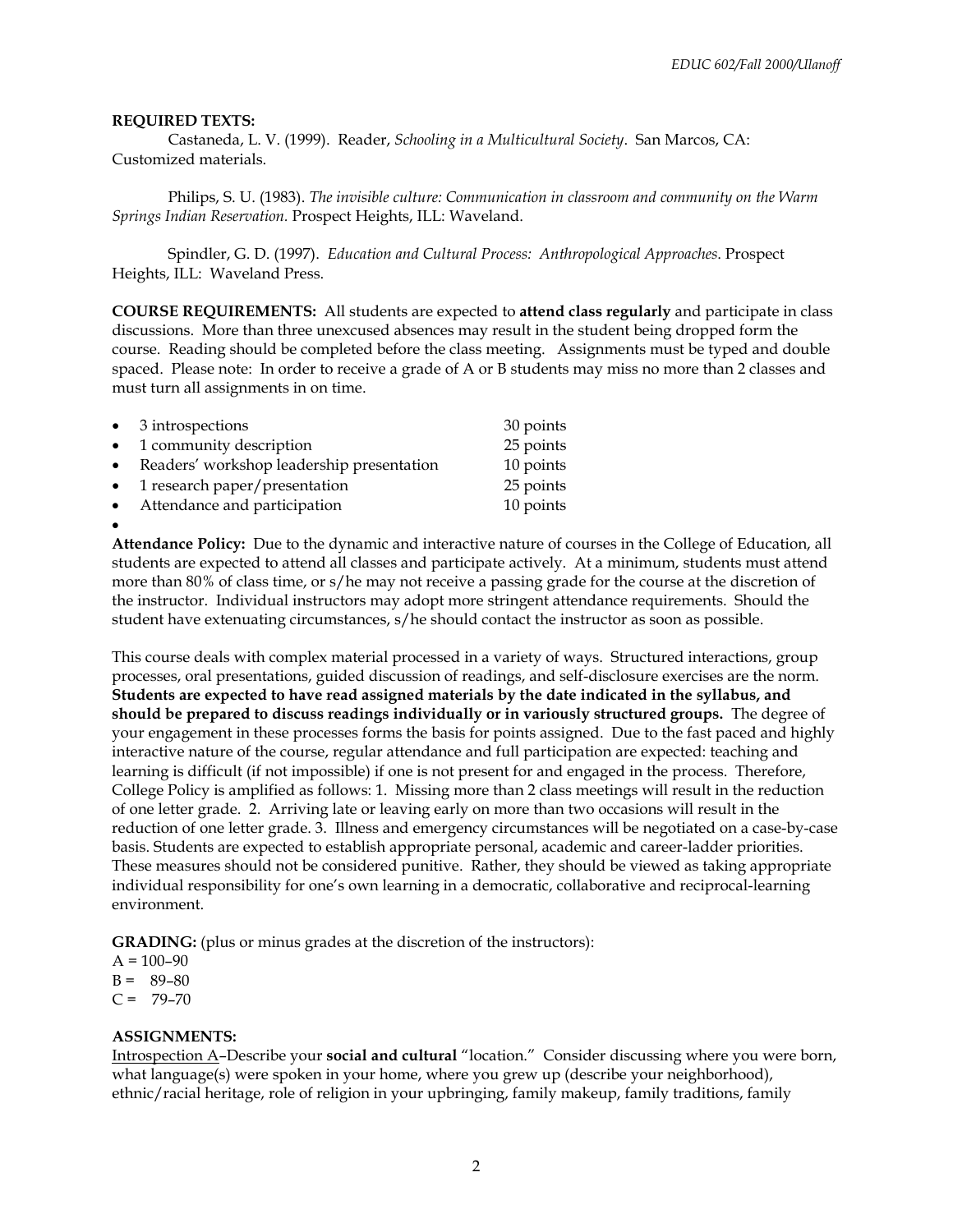**REQUIRED TEXTS:**

Castaneda, L. V. (1999). Reader, *Schooling in a Multicultural Society*. San Marcos, CA: Customized materials.

Philips, S. U. (1983). *The invisible culture: Communication in classroom and community on the Warm Springs Indian Reservation*. Prospect Heights, ILL: Waveland.

Spindler, G. D. (1997). *Education and Cultural Process: Anthropological Approaches*. Prospect Heights, ILL: Waveland Press.

**COURSE REQUIREMENTS:** All students are expected to **attend class regularly** and participate in class discussions. More than three unexcused absences may result in the student being dropped form the course. Reading should be completed before the class meeting. Assignments must be typed and double spaced. Please note: In order to receive a grade of A or B students may miss no more than 2 classes and must turn all assignments in on time.

- 3 introspections 30 points
- 1 community description 25 points
- Readers' workshop leadership presentation 10 points
- 1 research paper/presentation 25 points
- Attendance and participation 10 points

**Attendance Policy:** Due to the dynamic and interactive nature of courses in the College of Education, all students are expected to attend all classes and participate actively. At a minimum, students must attend more than 80% of class time, or s/he may not receive a passing grade for the course at the discretion of the instructor. Individual instructors may adopt more stringent attendance requirements. Should the student have extenuating circumstances, s/he should contact the instructor as soon as possible.

This course deals with complex material processed in a variety of ways. Structured interactions, group processes, oral presentations, guided discussion of readings, and self-disclosure exercises are the norm. **Students are expected to have read assigned materials by the date indicated in the syllabus, and should be prepared to discuss readings individually or in variously structured groups.** The degree of your engagement in these processes forms the basis for points assigned. Due to the fast paced and highly interactive nature of the course, regular attendance and full participation are expected: teaching and learning is difficult (if not impossible) if one is not present for and engaged in the process. Therefore, College Policy is amplified as follows: 1. Missing more than 2 class meetings will result in the reduction of one letter grade. 2. Arriving late or leaving early on more than two occasions will result in the reduction of one letter grade. 3. Illness and emergency circumstances will be negotiated on a case-by-case basis. Students are expected to establish appropriate personal, academic and career-ladder priorities. These measures should not be considered punitive. Rather, they should be viewed as taking appropriate individual responsibility for one's own learning in a democratic, collaborative and reciprocal-learning environment.

**GRADING:** (plus or minus grades at the discretion of the instructors):

A = 100–90
B = 89–80
C = 79–70

**ASSIGNMENTS:**

Introspection A–Describe your **social and cultural** "location." Consider discussing where you were born, what language(s) were spoken in your home, where you grew up (describe your neighborhood), ethnic/racial heritage, role of religion in your upbringing, family makeup, family traditions, family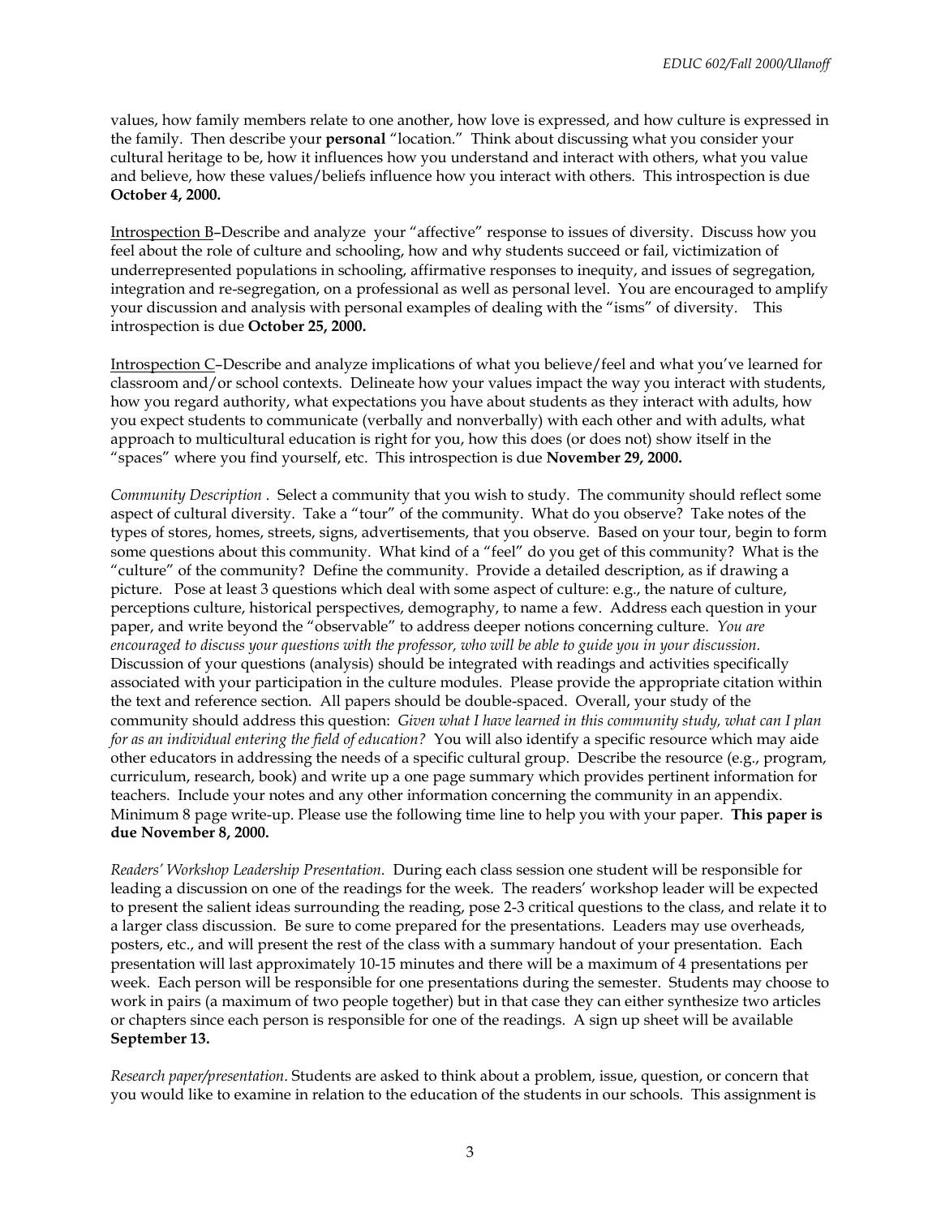values, how family members relate to one another, how love is expressed, and how culture is expressed in the family. Then describe your **personal** "location." Think about discussing what you consider your cultural heritage to be, how it influences how you understand and interact with others, what you value and believe, how these values/beliefs influence how you interact with others. This introspection is due **October 4, 2000.**

<u>Introspection B</u>–Describe and analyze your "affective" response to issues of diversity. Discuss how you feel about the role of culture and schooling, how and why students succeed or fail, victimization of underrepresented populations in schooling, affirmative responses to inequity, and issues of segregation, integration and re-segregation, on a professional as well as personal level. You are encouraged to amplify your discussion and analysis with personal examples of dealing with the "isms" of diversity. This introspection is due **October 25, 2000.**

<u>Introspection C</u>–Describe and analyze implications of what you believe/feel and what you've learned for classroom and/or school contexts. Delineate how your values impact the way you interact with students, how you regard authority, what expectations you have about students as they interact with adults, how you expect students to communicate (verbally and nonverbally) with each other and with adults, what approach to multicultural education is right for you, how this does (or does not) show itself in the "spaces" where you find yourself, etc. This introspection is due **November 29, 2000.**

*Community Description* . Select a community that you wish to study. The community should reflect some aspect of cultural diversity. Take a "tour" of the community. What do you observe? Take notes of the types of stores, homes, streets, signs, advertisements, that you observe. Based on your tour, begin to form some questions about this community. What kind of a "feel" do you get of this community? What is the "culture" of the community? Define the community. Provide a detailed description, as if drawing a picture. Pose at least 3 questions which deal with some aspect of culture: e.g., the nature of culture, perceptions culture, historical perspectives, demography, to name a few. Address each question in your paper, and write beyond the "observable" to address deeper notions concerning culture. *You are encouraged to discuss your questions with the professor, who will be able to guide you in your discussion.* Discussion of your questions (analysis) should be integrated with readings and activities specifically associated with your participation in the culture modules. Please provide the appropriate citation within the text and reference section. All papers should be double-spaced. Overall, your study of the community should address this question: *Given what I have learned in this community study, what can I plan for as an individual entering the field of education?* You will also identify a specific resource which may aide other educators in addressing the needs of a specific cultural group. Describe the resource (e.g., program, curriculum, research, book) and write up a one page summary which provides pertinent information for teachers. Include your notes and any other information concerning the community in an appendix. Minimum 8 page write-up. Please use the following time line to help you with your paper. **This paper is due November 8, 2000.**

*Readers' Workshop Leadership Presentation.* During each class session one student will be responsible for leading a discussion on one of the readings for the week. The readers' workshop leader will be expected to present the salient ideas surrounding the reading, pose 2-3 critical questions to the class, and relate it to a larger class discussion. Be sure to come prepared for the presentations. Leaders may use overheads, posters, etc., and will present the rest of the class with a summary handout of your presentation. Each presentation will last approximately 10-15 minutes and there will be a maximum of 4 presentations per week. Each person will be responsible for one presentations during the semester. Students may choose to work in pairs (a maximum of two people together) but in that case they can either synthesize two articles or chapters since each person is responsible for one of the readings. A sign up sheet will be available **September 13.**

*Research paper/presentation.* Students are asked to think about a problem, issue, question, or concern that you would like to examine in relation to the education of the students in our schools. This assignment is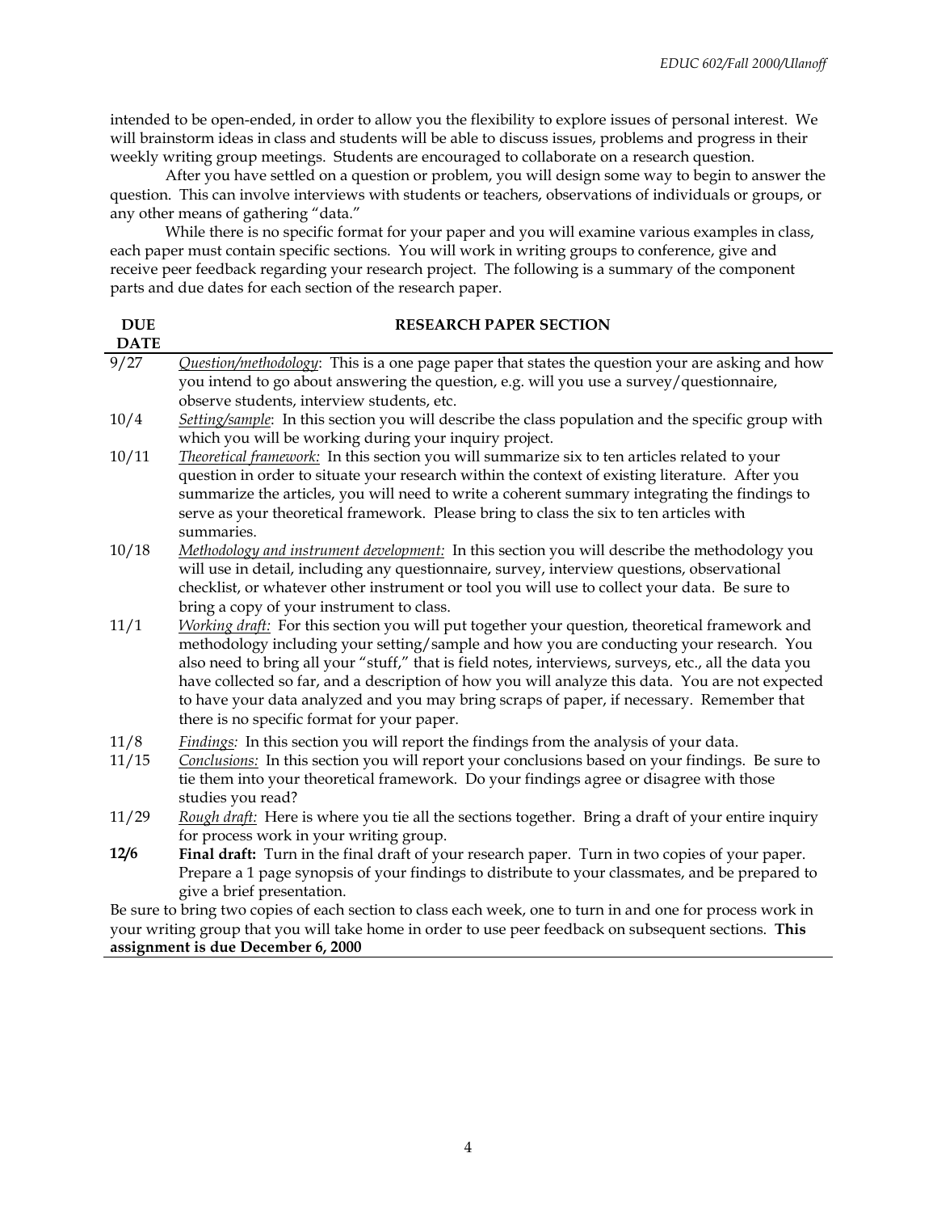intended to be open-ended, in order to allow you the flexibility to explore issues of personal interest. We will brainstorm ideas in class and students will be able to discuss issues, problems and progress in their weekly writing group meetings. Students are encouraged to collaborate on a research question.

After you have settled on a question or problem, you will design some way to begin to answer the question. This can involve interviews with students or teachers, observations of individuals or groups, or any other means of gathering "data."

While there is no specific format for your paper and you will examine various examples in class, each paper must contain specific sections. You will work in writing groups to conference, give and receive peer feedback regarding your research project. The following is a summary of the component parts and due dates for each section of the research paper.

| DUE DATE | RESEARCH PAPER SECTION |
|---|---|
| 9/27 | *Question/methodology*: This is a one page paper that states the question your are asking and how you intend to go about answering the question, e.g. will you use a survey/questionnaire, observe students, interview students, etc. |
| 10/4 | *Setting/sample*: In this section you will describe the class population and the specific group with which you will be working during your inquiry project. |
| 10/11 | *Theoretical framework:* In this section you will summarize six to ten articles related to your question in order to situate your research within the context of existing literature. After you summarize the articles, you will need to write a coherent summary integrating the findings to serve as your theoretical framework. Please bring to class the six to ten articles with summaries. |
| 10/18 | *Methodology and instrument development:* In this section you will describe the methodology you will use in detail, including any questionnaire, survey, interview questions, observational checklist, or whatever other instrument or tool you will use to collect your data. Be sure to bring a copy of your instrument to class. |
| 11/1 | *Working draft:* For this section you will put together your question, theoretical framework and methodology including your setting/sample and how you are conducting your research. You also need to bring all your "stuff," that is field notes, interviews, surveys, etc., all the data you have collected so far, and a description of how you will analyze this data. You are not expected to have your data analyzed and you may bring scraps of paper, if necessary. Remember that there is no specific format for your paper. |
| 11/8 | *Findings:* In this section you will report the findings from the analysis of your data. |
| 11/15 | *Conclusions:* In this section you will report your conclusions based on your findings. Be sure to tie them into your theoretical framework. Do your findings agree or disagree with those studies you read? |
| 11/29 | *Rough draft:* Here is where you tie all the sections together. Bring a draft of your entire inquiry for process work in your writing group. |
| **12/6** | **Final draft:** Turn in the final draft of your research paper. Turn in two copies of your paper. Prepare a 1 page synopsis of your findings to distribute to your classmates, and be prepared to give a brief presentation. |

Be sure to bring two copies of each section to class each week, one to turn in and one for process work in your writing group that you will take home in order to use peer feedback on subsequent sections. **This assignment is due December 6, 2000**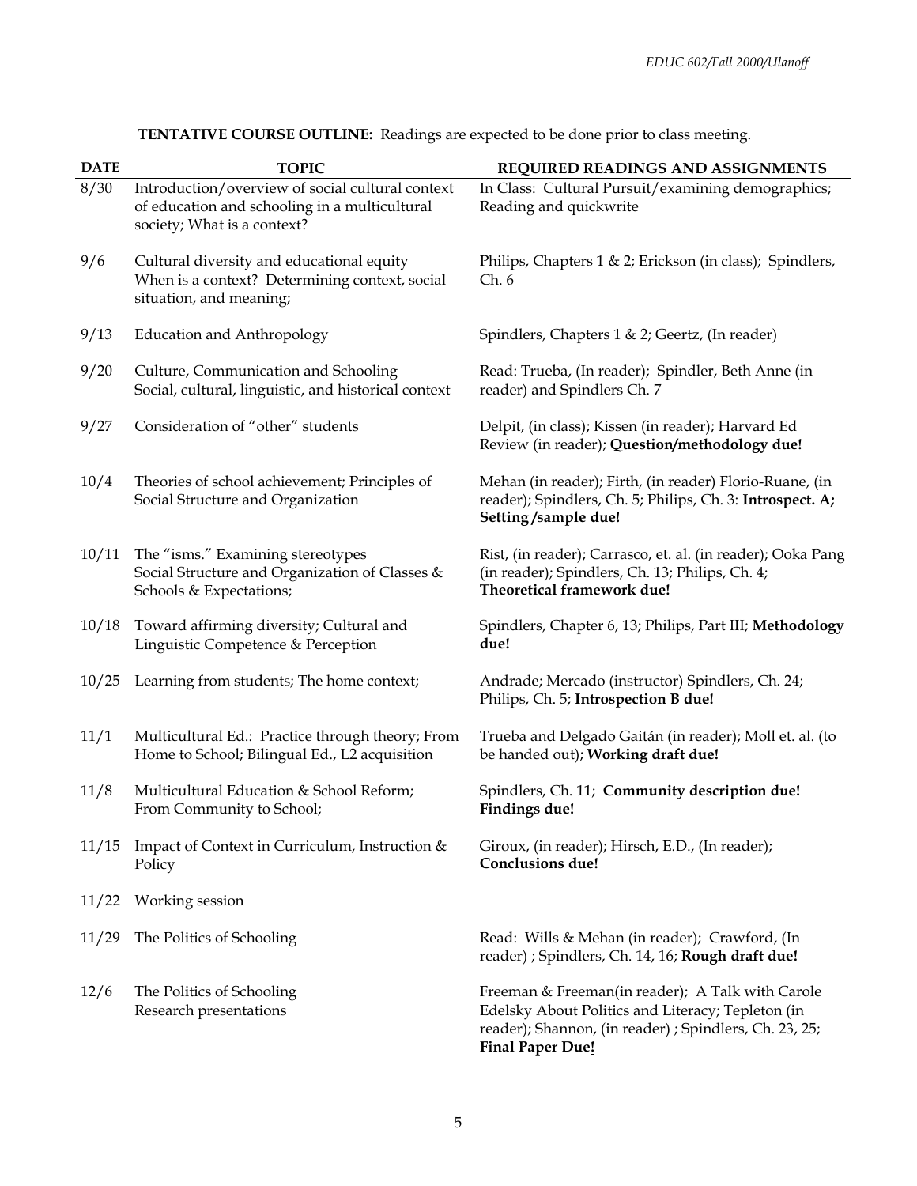**TENTATIVE COURSE OUTLINE:** Readings are expected to be done prior to class meeting.

| DATE | TOPIC | REQUIRED READINGS AND ASSIGNMENTS |
|---|---|---|
| 8/30 | Introduction/overview of social cultural context of education and schooling in a multicultural society; What is a context? | In Class: Cultural Pursuit/examining demographics; Reading and quickwrite |
| 9/6 | Cultural diversity and educational equity When is a context? Determining context, social situation, and meaning; | Philips, Chapters 1 & 2; Erickson (in class); Spindlers, Ch. 6 |
| 9/13 | Education and Anthropology | Spindlers, Chapters 1 & 2; Geertz, (In reader) |
| 9/20 | Culture, Communication and Schooling Social, cultural, linguistic, and historical context | Read: Trueba, (In reader); Spindler, Beth Anne (in reader) and Spindlers Ch. 7 |
| 9/27 | Consideration of "other" students | Delpit, (in class); Kissen (in reader); Harvard Ed Review (in reader); **Question/methodology due!** |
| 10/4 | Theories of school achievement; Principles of Social Structure and Organization | Mehan (in reader); Firth, (in reader) Florio-Ruane, (in reader); Spindlers, Ch. 5; Philips, Ch. 3: **Introspect. A; Setting /sample due!** |
| 10/11 | The "isms." Examining stereotypes Social Structure and Organization of Classes & Schools & Expectations; | Rist, (in reader); Carrasco, et. al. (in reader); Ooka Pang (in reader); Spindlers, Ch. 13; Philips, Ch. 4; **Theoretical framework due!** |
| 10/18 | Toward affirming diversity; Cultural and Linguistic Competence & Perception | Spindlers, Chapter 6, 13; Philips, Part III; **Methodology due!** |
| 10/25 | Learning from students; The home context; | Andrade; Mercado (instructor) Spindlers, Ch. 24; Philips, Ch. 5; **Introspection B due!** |
| 11/1 | Multicultural Ed.: Practice through theory; From Home to School; Bilingual Ed., L2 acquisition | Trueba and Delgado Gaitán (in reader); Moll et. al. (to be handed out); **Working draft due!** |
| 11/8 | Multicultural Education & School Reform; From Community to School; | Spindlers, Ch. 11; **Community description due! Findings due!** |
| 11/15 | Impact of Context in Curriculum, Instruction & Policy | Giroux, (in reader); Hirsch, E.D., (In reader); **Conclusions due!** |
| 11/22 | Working session | |
| 11/29 | The Politics of Schooling | Read: Wills & Mehan (in reader); Crawford, (In reader) ; Spindlers, Ch. 14, 16; **Rough draft due!** |
| 12/6 | The Politics of Schooling Research presentations | Freeman & Freeman(in reader); A Talk with Carole Edelsky About Politics and Literacy; Tepleton (in reader); Shannon, (in reader) ; Spindlers, Ch. 23, 25; **Final Paper Due!** |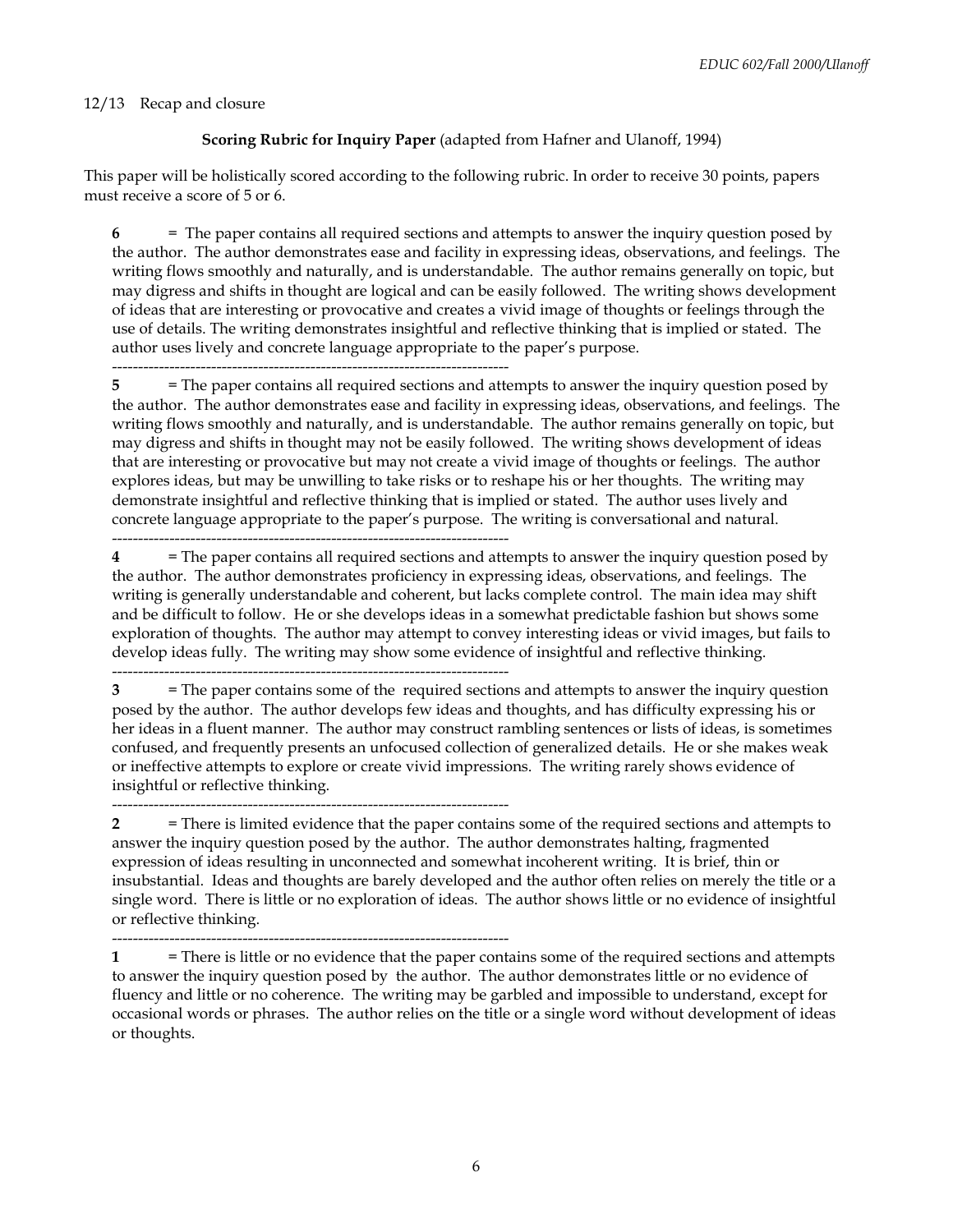12/13 Recap and closure

**Scoring Rubric for Inquiry Paper** (adapted from Hafner and Ulanoff, 1994)

This paper will be holistically scored according to the following rubric. In order to receive 30 points, papers must receive a score of 5 or 6.

**6** = The paper contains all required sections and attempts to answer the inquiry question posed by the author. The author demonstrates ease and facility in expressing ideas, observations, and feelings. The writing flows smoothly and naturally, and is understandable. The author remains generally on topic, but may digress and shifts in thought are logical and can be easily followed. The writing shows development of ideas that are interesting or provocative and creates a vivid image of thoughts or feelings through the use of details. The writing demonstrates insightful and reflective thinking that is implied or stated. The author uses lively and concrete language appropriate to the paper's purpose.

---

**5** = The paper contains all required sections and attempts to answer the inquiry question posed by the author. The author demonstrates ease and facility in expressing ideas, observations, and feelings. The writing flows smoothly and naturally, and is understandable. The author remains generally on topic, but may digress and shifts in thought may not be easily followed. The writing shows development of ideas that are interesting or provocative but may not create a vivid image of thoughts or feelings. The author explores ideas, but may be unwilling to take risks or to reshape his or her thoughts. The writing may demonstrate insightful and reflective thinking that is implied or stated. The author uses lively and concrete language appropriate to the paper's purpose. The writing is conversational and natural.

---

**4** = The paper contains all required sections and attempts to answer the inquiry question posed by the author. The author demonstrates proficiency in expressing ideas, observations, and feelings. The writing is generally understandable and coherent, but lacks complete control. The main idea may shift and be difficult to follow. He or she develops ideas in a somewhat predictable fashion but shows some exploration of thoughts. The author may attempt to convey interesting ideas or vivid images, but fails to develop ideas fully. The writing may show some evidence of insightful and reflective thinking.

---

**3** = The paper contains some of the required sections and attempts to answer the inquiry question posed by the author. The author develops few ideas and thoughts, and has difficulty expressing his or her ideas in a fluent manner. The author may construct rambling sentences or lists of ideas, is sometimes confused, and frequently presents an unfocused collection of generalized details. He or she makes weak or ineffective attempts to explore or create vivid impressions. The writing rarely shows evidence of insightful or reflective thinking.

---

**2** = There is limited evidence that the paper contains some of the required sections and attempts to answer the inquiry question posed by the author. The author demonstrates halting, fragmented expression of ideas resulting in unconnected and somewhat incoherent writing. It is brief, thin or insubstantial. Ideas and thoughts are barely developed and the author often relies on merely the title or a single word. There is little or no exploration of ideas. The author shows little or no evidence of insightful or reflective thinking.

---

**1** = There is little or no evidence that the paper contains some of the required sections and attempts to answer the inquiry question posed by the author. The author demonstrates little or no evidence of fluency and little or no coherence. The writing may be garbled and impossible to understand, except for occasional words or phrases. The author relies on the title or a single word without development of ideas or thoughts.